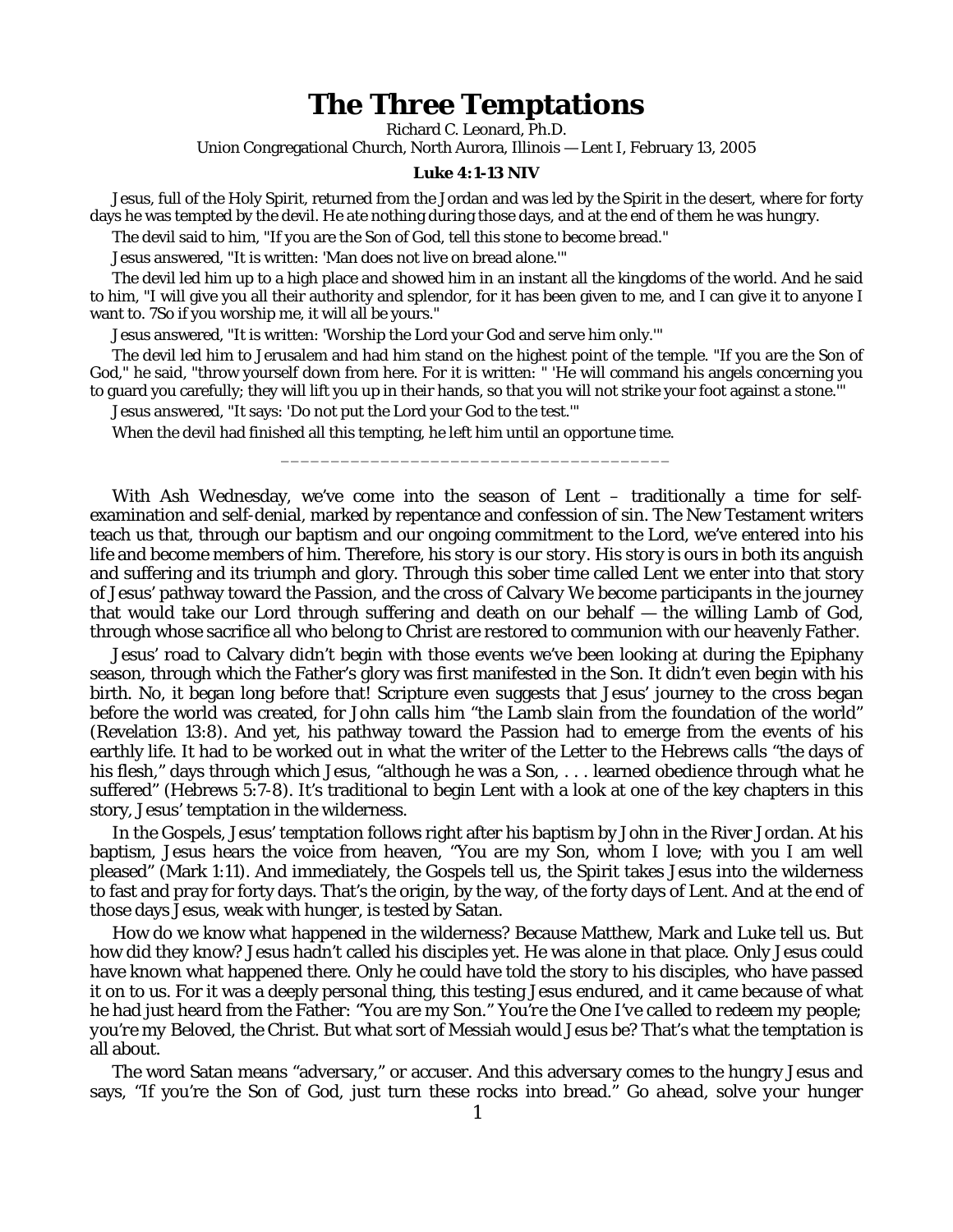# The Three Temptations

Richard C. Leonard, Ph.D.

Union Congregational Church, North Aurora, Illinois — Lent I, February 13, 2005

**Luke 4:1-13 NIV**

Jesus, full of the Holy Spirit, returned from the Jordan and was led by the Spirit in the desert, where for forty days he was tempted by the devil. He ate nothing during those days, and at the end of them he was hungry.

The devil said to him, "If you are the Son of God, tell this stone to become bread."

Jesus answered, "It is written: 'Man does not live on bread alone.'"

The devil led him up to a high place and showed him in an instant all the kingdoms of the world. And he said to him, "I will give you all their authority and splendor, for it has been given to me, and I can give it to anyone I want to. 7So if you worship me, it will all be yours."

Jesus answered, "It is written: 'Worship the Lord your God and serve him only.'"

The devil led him to Jerusalem and had him stand on the highest point of the temple. "If you are the Son of God," he said, "throw yourself down from here. For it is written: " 'He will command his angels concerning you to guard you carefully; they will lift you up in their hands, so that you will not strike your foot against a stone.'"

Jesus answered, "It says: 'Do not put the Lord your God to the test.'"

When the devil had finished all this tempting, he left him until an opportune time.

_______________________________________

With Ash Wednesday, we've come into the season of Lent – traditionally a time for self-examination and self-denial, marked by repentance and confession of sin. The New Testament writers teach us that, through our baptism and our ongoing commitment to the Lord, we've entered into his life and become members of him. Therefore, his story is our *story*. His story is ours in both its anguish and suffering and its triumph and glory. Through this sober time called Lent we enter into that story of Jesus' pathway toward the Passion, and the cross of Calvary We become participants in the journey that would take our Lord through suffering and death on our behalf — the willing Lamb of God, through whose sacrifice all who belong to Christ are restored to communion with our heavenly Father.

Jesus' road to Calvary didn't begin with those events we've been looking at during the Epiphany season, through which the Father's glory was first manifested in the Son. It didn't even begin with his birth. No, it began long before that! Scripture even suggests that Jesus' journey to the cross began before the world was created, for John calls him "the Lamb slain from the foundation of the world" (Revelation 13:8). And yet, his pathway toward the Passion had to emerge from the events of his earthly life. It had to be worked out in what the writer of the Letter to the Hebrews calls "the days of his flesh," days through which Jesus, "although he was a Son, . . . learned obedience through what he suffered" (Hebrews 5:7-8). It's traditional to begin Lent with a look at one of the key chapters in this story, Jesus' temptation in the wilderness.

In the Gospels, Jesus' temptation follows right after his baptism by John in the River Jordan. At his baptism, Jesus hears the voice from heaven, "You are my Son, whom I love; with you I am well pleased" (Mark 1:11). And immediately, the Gospels tell us, the Spirit takes Jesus into the wilderness to fast and pray for forty days. That's the origin, by the way, of the forty days of Lent. And at the end of those days Jesus, weak with hunger, is tested by Satan.

How do we know what happened in the wilderness? Because Matthew, Mark and Luke tell us. But how did they know? Jesus hadn't called his disciples yet. He was alone in that place. Only Jesus could have known what happened there. Only he could have told the story to his disciples, who have passed it on to us. For it was a deeply personal thing, this testing Jesus endured, and it came because of what he had just heard from the Father: "You are my Son." *You're the One I've called to redeem my people; you're my Beloved, the Christ*. But what sort of Messiah would Jesus be? That's what the temptation is all about.

The word Satan means "adversary," or accuser. And this adversary comes to the hungry Jesus and says, "If you're the Son of God, just turn these rocks into bread." *Go ahead, solve your hunger*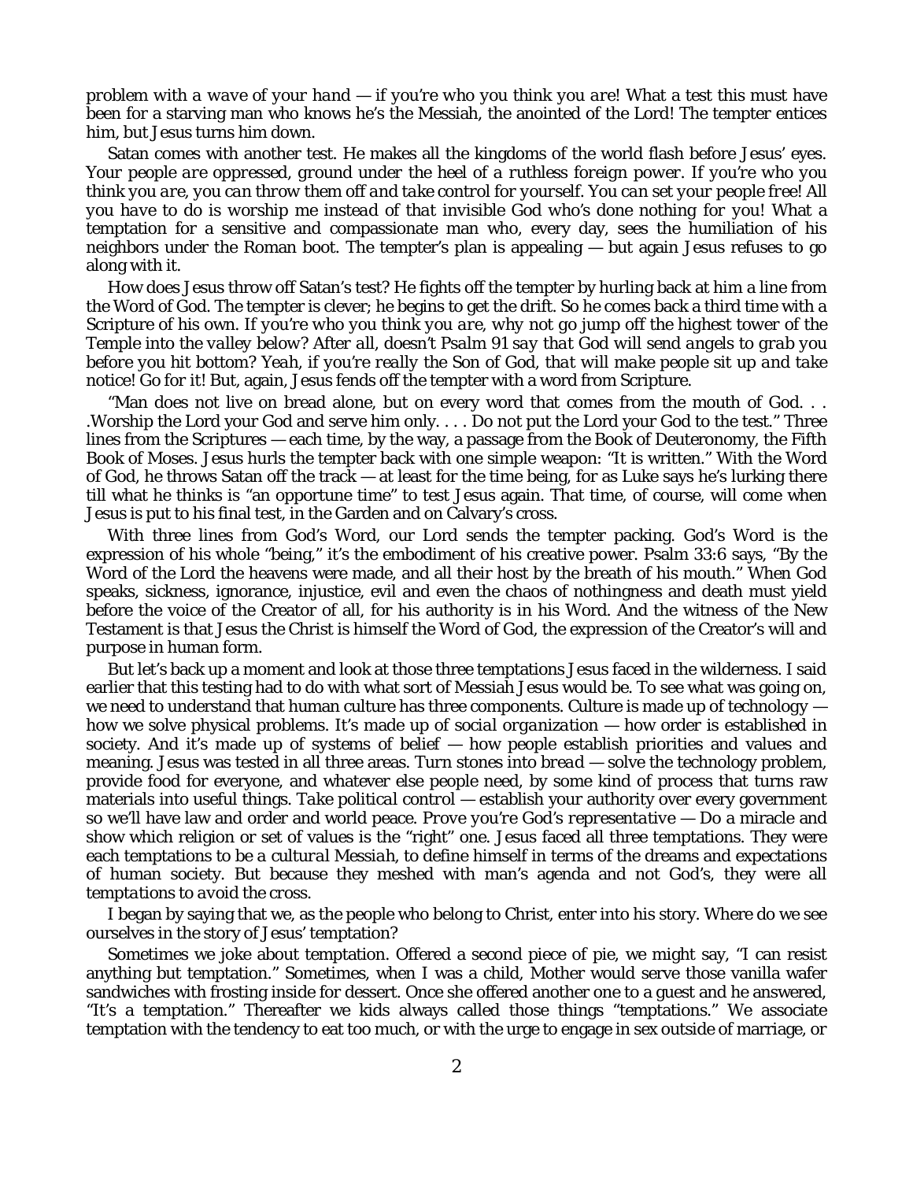*problem with a wave of your hand — if you're who you think you are!* What a test this must have been for a starving man who knows he's the Messiah, the anointed of the Lord! The tempter entices him, but Jesus turns him down.

Satan comes with another test. He makes all the kingdoms of the world flash before Jesus' eyes. *Your people are oppressed, ground under the heel of a ruthless foreign power. If you're who you think you are, you can throw them off and take control for yourself. You can set your people free! All you have to do is worship me instead of that invisible God who's done nothing for you!* What a temptation for a sensitive and compassionate man who, every day, sees the humiliation of his neighbors under the Roman boot. The tempter's plan is appealing — but again Jesus refuses to go along with it.

How does Jesus throw off Satan's test? He fights off the tempter by hurling back at him a line from the Word of God. The tempter is clever; he begins to get the drift. So he comes back a third time with a Scripture of his own. *If you're who you think you are, why not go jump off the highest tower of the Temple into the valley below? After all, doesn't Psalm 91 say that God will send angels to grab you before you hit bottom? Yeah, if you're really the Son of God, that will make people sit up and take notice! Go for it!* But, again, Jesus fends off the tempter with a word from Scripture.

"Man does not live on bread alone, but on every word that comes from the mouth of God. . . .Worship the Lord your God and serve him only. . . . Do not put the Lord your God to the test." Three lines from the Scriptures — each time, by the way, a passage from the Book of Deuteronomy, the Fifth Book of Moses. Jesus hurls the tempter back with one simple weapon: "It is written." With the Word of God, he throws Satan off the track — at least for the time being, for as Luke says he's lurking there till what he thinks is "an opportune time" to test Jesus again. That time, of course, will come when Jesus is put to his final test, in the Garden and on Calvary's cross.

With three lines from God's Word, our Lord sends the tempter packing. God's Word is the expression of his whole "being," it's the embodiment of his creative power. Psalm 33:6 says, "By the Word of the Lord the heavens were made, and all their host by the breath of his mouth." When God speaks, sickness, ignorance, injustice, evil and even the chaos of nothingness and death must yield before the voice of the Creator of all, for his authority is in his Word. And the witness of the New Testament is that Jesus the Christ is himself the Word of God, the expression of the Creator's will and purpose in human form.

But let's back up a moment and look at those three temptations Jesus faced in the wilderness. I said earlier that this testing had to do with what sort of Messiah Jesus would be. To see what was going on, we need to understand that human culture has three components. Culture is made up of technology — how we solve physical problems. It's made up of *social organization* — how order is established in society. And it's made up of systems of belief — how people establish priorities and values and meaning. Jesus was tested in all three areas. *Turn stones into bread* — solve the technology problem, provide food for everyone, and whatever else people need, by some kind of process that turns raw materials into useful things. *Take political control* — establish your authority over every government so we'll have law and order and world peace. *Prove you're God's representative* — Do a miracle and show which religion or set of values is the "right" one. Jesus faced all three temptations. They were each temptations to be a *cultural Messiah*, to define himself in terms of the dreams and expectations of human society. But because they meshed with man's agenda and not God's, they were all *temptations to avoid the cross.*

I began by saying that we, as the people who belong to Christ, enter into his story. Where do we see ourselves in the story of Jesus' temptation?

Sometimes we joke about temptation. Offered a second piece of pie, we might say, "I can resist anything but temptation." Sometimes, when I was a child, Mother would serve those vanilla wafer sandwiches with frosting inside for dessert. Once she offered another one to a guest and he answered, "It's a temptation." Thereafter we kids always called those things "temptations." We associate temptation with the tendency to eat too much, or with the urge to engage in sex outside of marriage, or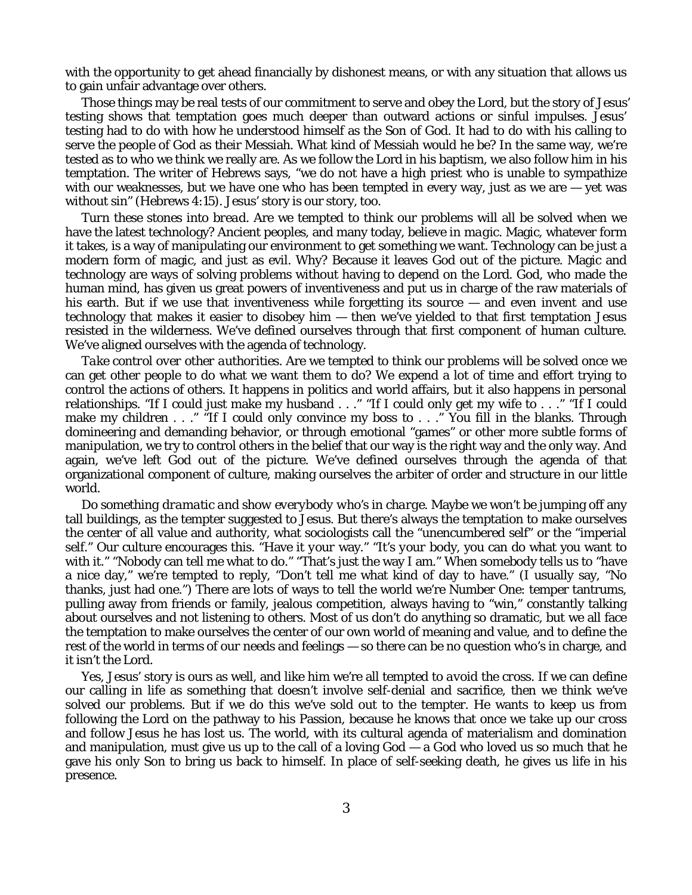with the opportunity to get ahead financially by dishonest means, or with any situation that allows us to gain unfair advantage over others.

Those things may be real tests of our commitment to serve and obey the Lord, but the story of Jesus' testing shows that temptation goes much deeper than outward actions or sinful impulses. Jesus' testing had to do with how he understood himself as the Son of God. It had to do with his calling to serve the people of God as their Messiah. What kind of Messiah would he be? In the same way, we're tested as to who we think we really are. As we follow the Lord in his baptism, we also follow him in his temptation. The writer of Hebrews says, "we do not have a high priest who is unable to sympathize with our weaknesses, but we have one who has been tempted in every way, just as we are — yet was without sin" (Hebrews 4:15). Jesus' story is our story, too.

*Turn these stones into bread.* Are we tempted to think our problems will all be solved when we have the latest technology? Ancient peoples, and many today, believe in magic. Magic, whatever form it takes, is a way of manipulating our environment to get something we want. Technology can be just a modern form of magic, and just as evil. Why? Because it leaves God out of the picture. Magic and technology are ways of solving problems without having to depend on the Lord. God, who made the human mind, has given us great powers of inventiveness and put us in charge of the raw materials of his earth. But if we use that inventiveness while forgetting its source — and even invent and use technology that makes it easier to disobey him — then we've yielded to that first temptation Jesus resisted in the wilderness. We've defined ourselves through that first component of human culture. We've aligned ourselves with the agenda of technology.

*Take control over other authorities.* Are we tempted to think our problems will be solved once we can get other people to do what we want them to do? We expend a lot of time and effort trying to control the actions of others. It happens in politics and world affairs, but it also happens in personal relationships. "If I could just make my husband . . ." "If I could only get my wife to . . ." "If I could make my children . . ." "If I could only convince my boss to . . ." You fill in the blanks. Through domineering and demanding behavior, or through emotional "games" or other more subtle forms of manipulation, we try to control others in the belief that our way is the right way and the only way. And again, we've left God out of the picture. We've defined ourselves through the agenda of that organizational component of culture, making ourselves the arbiter of order and structure in our little world.

*Do something dramatic and show everybody who's in charge.* Maybe we won't be jumping off any tall buildings, as the tempter suggested to Jesus. But there's always the temptation to make ourselves the center of all value and authority, what sociologists call the "unencumbered self" or the "imperial self." Our culture encourages this. "Have it *your* way." "It's *your* body, you can do what you want to with it." "Nobody can tell me what to do." "That's just the way I am." When somebody tells us to "have a nice day," we're tempted to reply, "Don't tell me what kind of day to have." (I usually say, "No thanks, just had one.") There are lots of ways to tell the world we're Number One: temper tantrums, pulling away from friends or family, jealous competition, always having to "win," constantly talking about ourselves and not listening to others. Most of us don't do anything so dramatic, but we all face the temptation to make ourselves the center of our own world of meaning and value, and to define the rest of the world in terms of our needs and feelings — so there can be no question who's in charge, and it isn't the Lord.

Yes, Jesus' story is ours as well, and like him we're all tempted *to avoid the cross*. If we can define our calling in life as something that doesn't involve self-denial and sacrifice, then we think we've solved our problems. But if we do this we've sold out to the tempter. He wants to keep us from following the Lord on the pathway to his Passion, because he knows that once we take up our cross and follow Jesus he has lost us. The world, with its cultural agenda of materialism and domination and manipulation, must give us up to the call of a loving God — a God who loved us so much that he gave his only Son to bring us back to himself. In place of self-seeking death, he gives us life in his presence.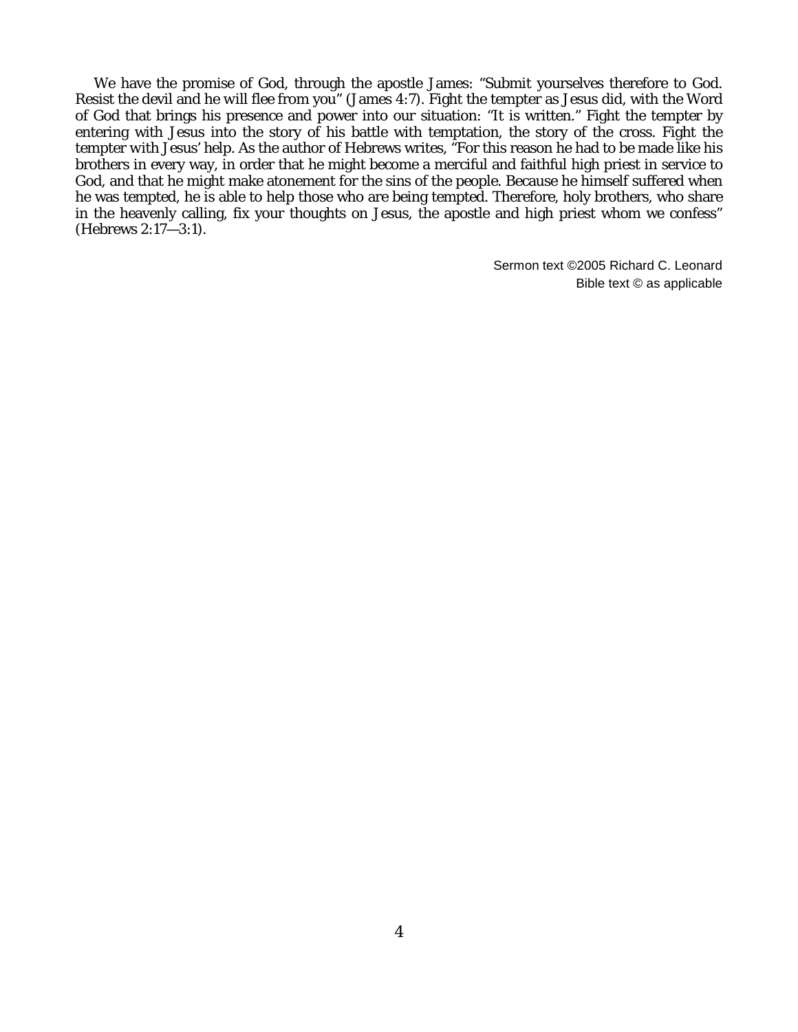We have the promise of God, through the apostle James: "Submit yourselves therefore to God. Resist the devil and he will flee from you" (James 4:7). Fight the tempter as Jesus did, with the Word of God that brings his presence and power into our situation: "It is written." Fight the tempter by entering with Jesus into the story of his battle with temptation, the story of the cross. Fight the tempter with Jesus' help. As the author of Hebrews writes, "For this reason he had to be made like his brothers in every way, in order that he might become a merciful and faithful high priest in service to God, and that he might make atonement for the sins of the people. Because he himself suffered when he was tempted, he is able to help those who are being tempted. Therefore, holy brothers, who share in the heavenly calling, fix your thoughts on Jesus, the apostle and high priest whom we confess" (Hebrews 2:17—3:1).

Sermon text ©2005 Richard C. Leonard
Bible text © as applicable